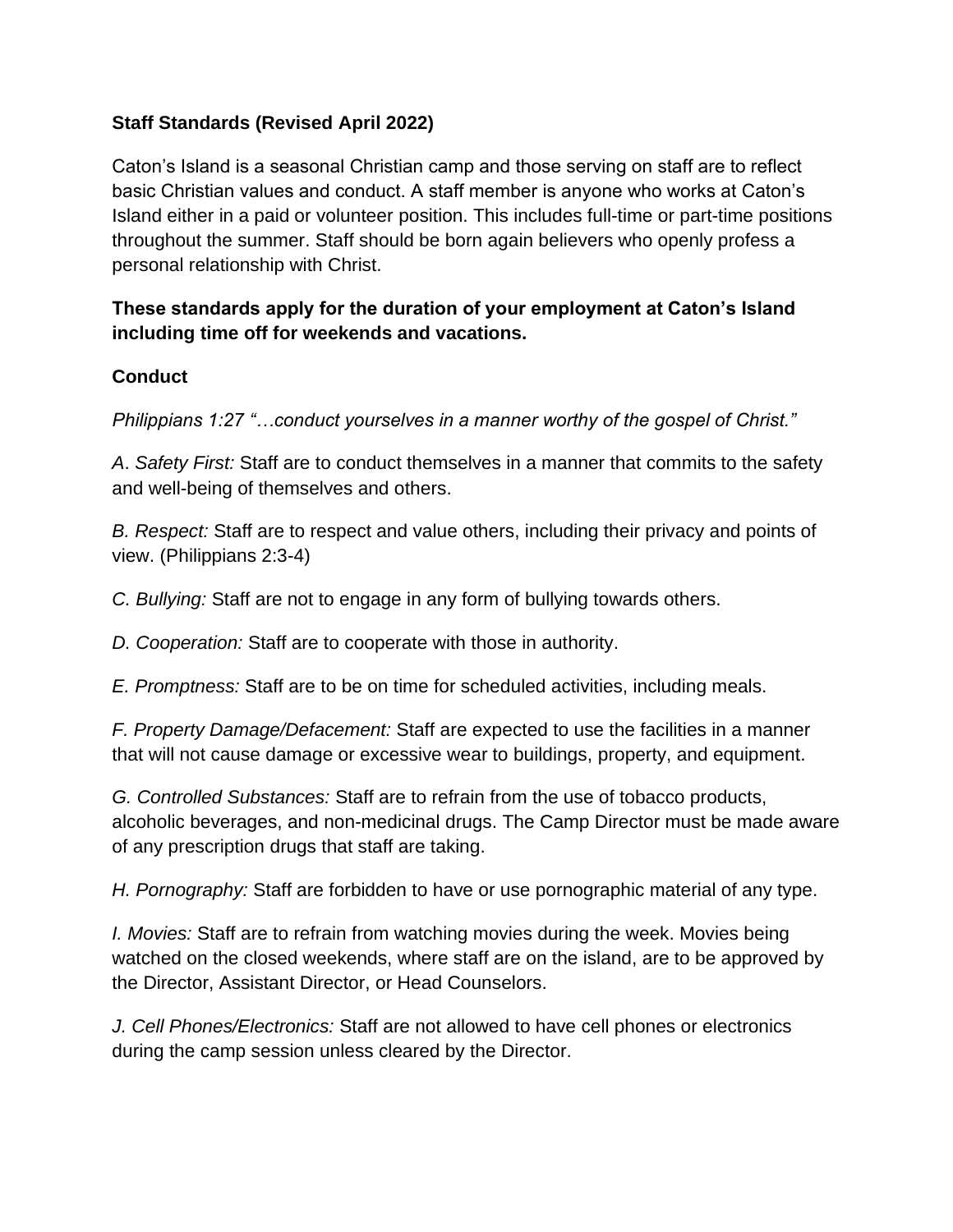**Staff Standards (Revised April 2022)**

Caton’s Island is a seasonal Christian camp and those serving on staff are to reflect basic Christian values and conduct. A staff member is anyone who works at Caton’s Island either in a paid or volunteer position. This includes full-time or part-time positions throughout the summer. Staff should be born again believers who openly profess a personal relationship with Christ.

**These standards apply for the duration of your employment at Caton’s Island including time off for weekends and vacations.**

**Conduct**

*Philippians 1:27 “…conduct yourselves in a manner worthy of the gospel of Christ.”*

*A. Safety First:* Staff are to conduct themselves in a manner that commits to the safety and well-being of themselves and others.

*B. Respect:* Staff are to respect and value others, including their privacy and points of view. (Philippians 2:3-4)

*C. Bullying:* Staff are not to engage in any form of bullying towards others.

*D. Cooperation:* Staff are to cooperate with those in authority.

*E. Promptness:* Staff are to be on time for scheduled activities, including meals.

*F. Property Damage/Defacement:* Staff are expected to use the facilities in a manner that will not cause damage or excessive wear to buildings, property, and equipment.

*G. Controlled Substances:* Staff are to refrain from the use of tobacco products, alcoholic beverages, and non-medicinal drugs. The Camp Director must be made aware of any prescription drugs that staff are taking.

*H. Pornography:* Staff are forbidden to have or use pornographic material of any type.

*I. Movies:* Staff are to refrain from watching movies during the week. Movies being watched on the closed weekends, where staff are on the island, are to be approved by the Director, Assistant Director, or Head Counselors.

*J. Cell Phones/Electronics:* Staff are not allowed to have cell phones or electronics during the camp session unless cleared by the Director.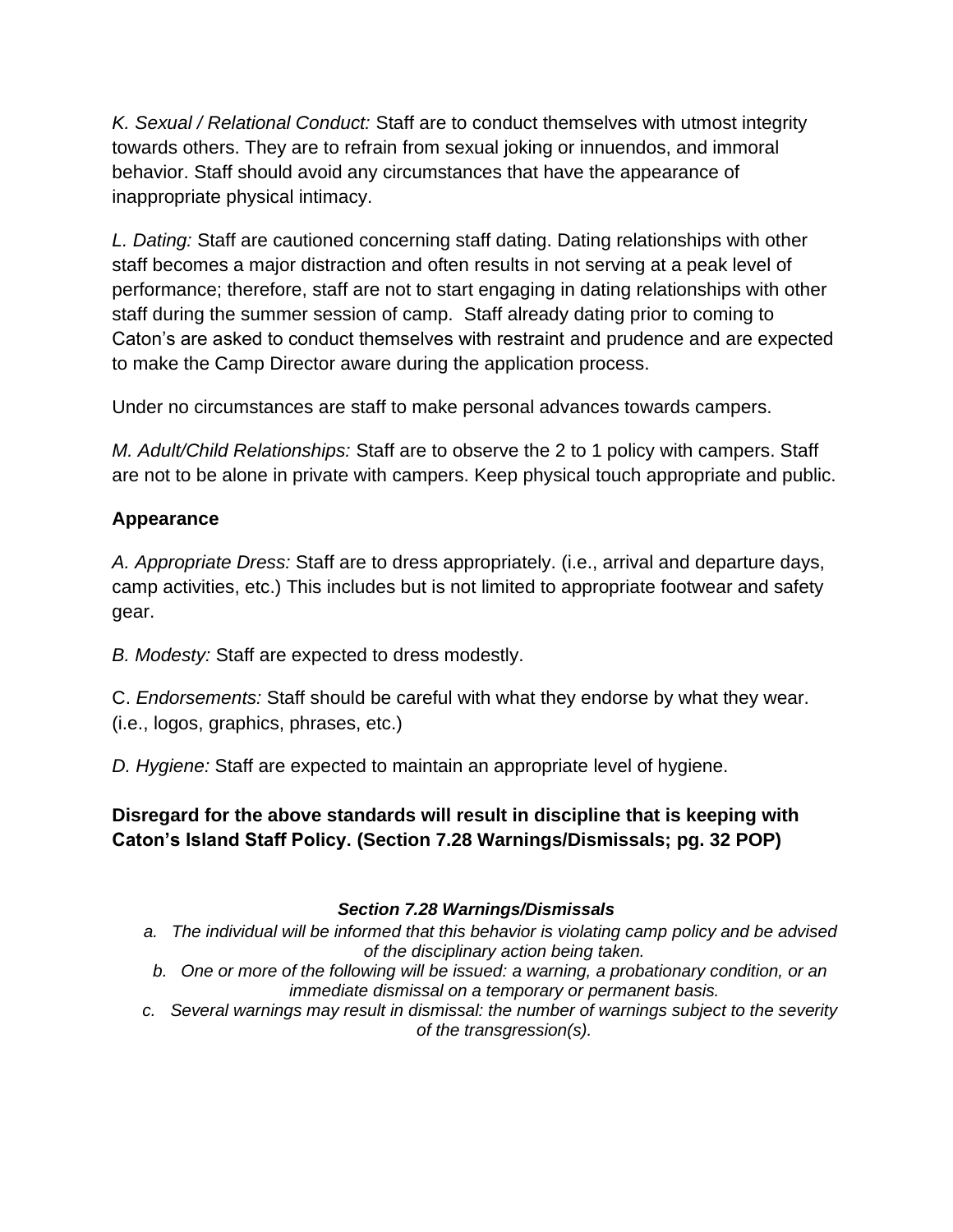*K. Sexual / Relational Conduct:* Staff are to conduct themselves with utmost integrity towards others. They are to refrain from sexual joking or innuendos, and immoral behavior. Staff should avoid any circumstances that have the appearance of inappropriate physical intimacy.

*L. Dating:* Staff are cautioned concerning staff dating. Dating relationships with other staff becomes a major distraction and often results in not serving at a peak level of performance; therefore, staff are not to start engaging in dating relationships with other staff during the summer session of camp.  Staff already dating prior to coming to Caton's are asked to conduct themselves with restraint and prudence and are expected to make the Camp Director aware during the application process.

Under no circumstances are staff to make personal advances towards campers.

*M. Adult/Child Relationships:* Staff are to observe the 2 to 1 policy with campers. Staff are not to be alone in private with campers. Keep physical touch appropriate and public.

**Appearance**

*A. Appropriate Dress:* Staff are to dress appropriately. (i.e., arrival and departure days, camp activities, etc.) This includes but is not limited to appropriate footwear and safety gear.

*B. Modesty:* Staff are expected to dress modestly.

C. *Endorsements:* Staff should be careful with what they endorse by what they wear. (i.e., logos, graphics, phrases, etc.)

*D. Hygiene:* Staff are expected to maintain an appropriate level of hygiene.

**Disregard for the above standards will result in discipline that is keeping with Caton's Island Staff Policy. (Section 7.28 Warnings/Dismissals; pg. 32 POP)**

***Section 7.28 Warnings/Dismissals***

*a. The individual will be informed that this behavior is violating camp policy and be advised of the disciplinary action being taken.*

*b. One or more of the following will be issued: a warning, a probationary condition, or an immediate dismissal on a temporary or permanent basis.*

*c. Several warnings may result in dismissal: the number of warnings subject to the severity of the transgression(s).*